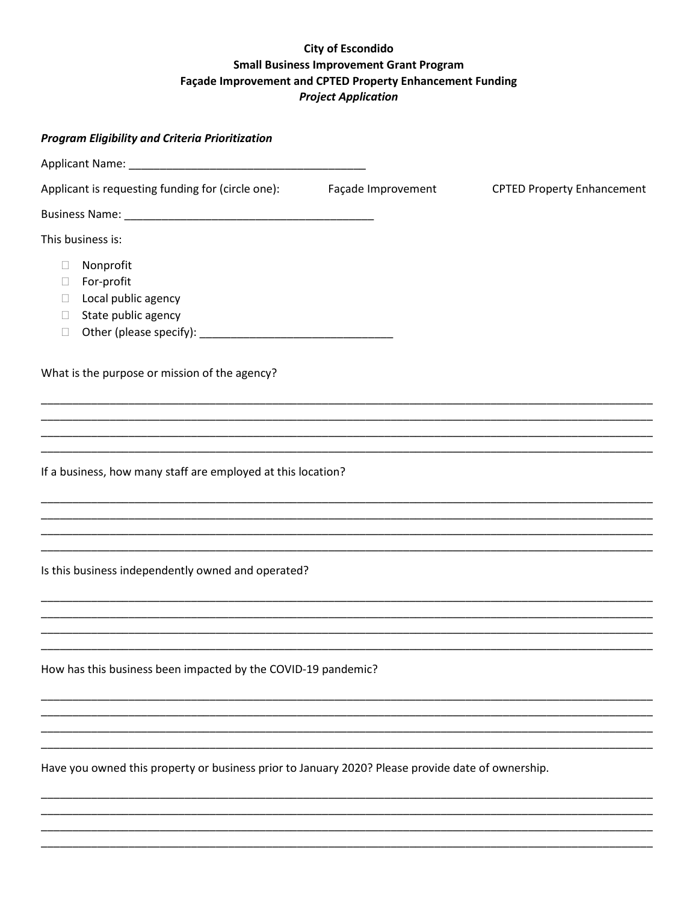**City of Escondido**
**Small Business Improvement Grant Program**
**Façade Improvement and CPTED Property Enhancement Funding**
***Project Application***

***Program Eligibility and Criteria Prioritization***

Applicant Name: _____________________________________

Applicant is requesting funding for (circle one): Façade Improvement CPTED Property Enhancement

Business Name: ________________________________________

This business is:

- ☐ Nonprofit
- ☐ For-profit
- ☐ Local public agency
- ☐ State public agency
- ☐ Other (please specify): _______________________________

What is the purpose or mission of the agency?

_______________________________________________________________________________________________
_______________________________________________________________________________________________
_______________________________________________________________________________________________
_______________________________________________________________________________________________

If a business, how many staff are employed at this location?

_______________________________________________________________________________________________
_______________________________________________________________________________________________
_______________________________________________________________________________________________
_______________________________________________________________________________________________

Is this business independently owned and operated?

_______________________________________________________________________________________________
_______________________________________________________________________________________________
_______________________________________________________________________________________________
_______________________________________________________________________________________________

How has this business been impacted by the COVID-19 pandemic?

_______________________________________________________________________________________________
_______________________________________________________________________________________________
_______________________________________________________________________________________________
_______________________________________________________________________________________________

Have you owned this property or business prior to January 2020? Please provide date of ownership.

_______________________________________________________________________________________________
_______________________________________________________________________________________________
_______________________________________________________________________________________________
_______________________________________________________________________________________________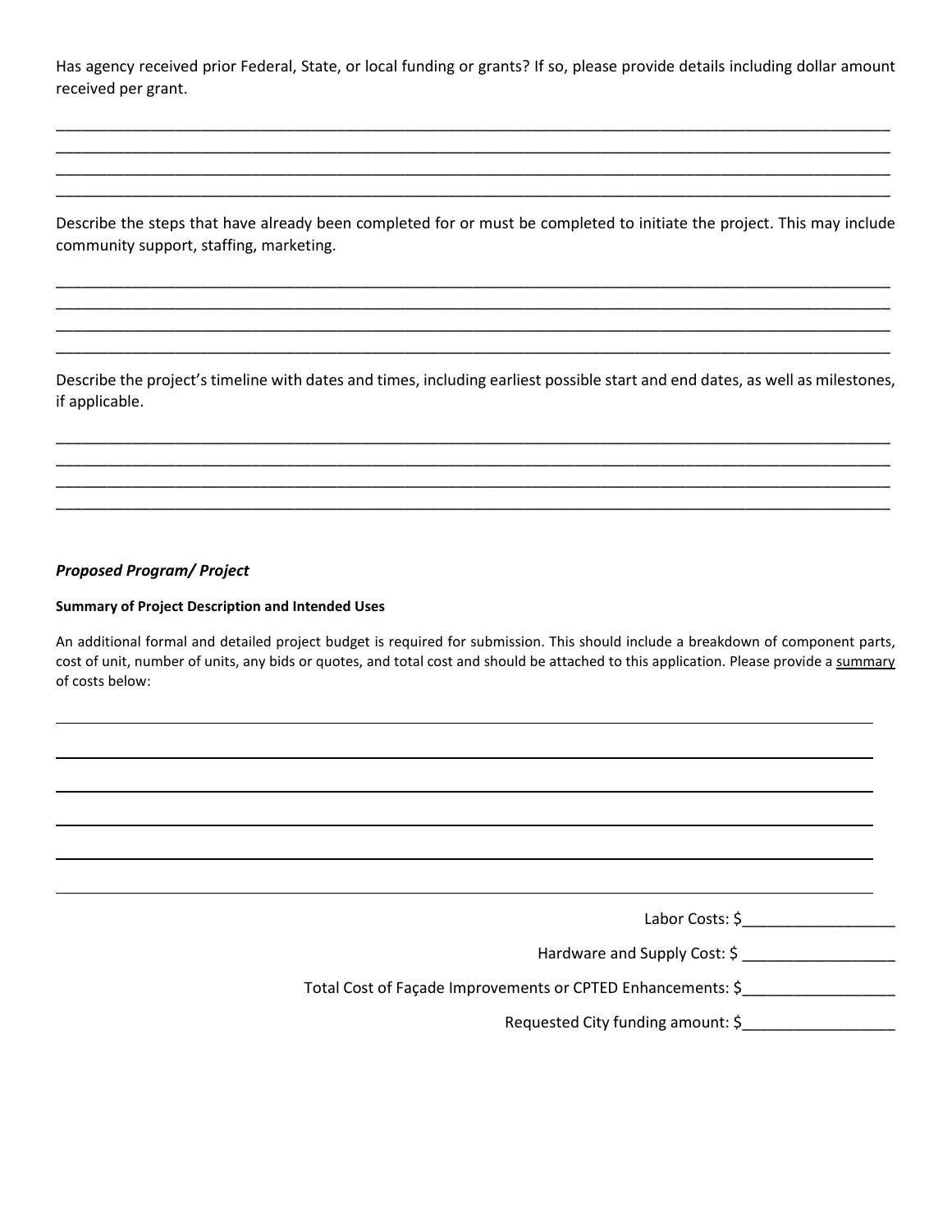Has agency received prior Federal, State, or local funding or grants? If so, please provide details including dollar amount received per grant.

\_\_\_\_\_\_\_\_\_\_\_\_\_\_\_\_\_\_\_\_\_\_\_\_\_\_\_\_\_\_\_\_\_\_\_\_\_\_\_\_\_\_\_\_\_\_\_\_\_\_\_\_\_\_\_\_\_\_\_\_\_\_\_\_\_\_\_\_\_\_\_\_\_\_\_\_\_\_\_\_\_\_\_\_\_\_\_\_\_\_\_\_\_\_
\_\_\_\_\_\_\_\_\_\_\_\_\_\_\_\_\_\_\_\_\_\_\_\_\_\_\_\_\_\_\_\_\_\_\_\_\_\_\_\_\_\_\_\_\_\_\_\_\_\_\_\_\_\_\_\_\_\_\_\_\_\_\_\_\_\_\_\_\_\_\_\_\_\_\_\_\_\_\_\_\_\_\_\_\_\_\_\_\_\_\_\_\_\_
\_\_\_\_\_\_\_\_\_\_\_\_\_\_\_\_\_\_\_\_\_\_\_\_\_\_\_\_\_\_\_\_\_\_\_\_\_\_\_\_\_\_\_\_\_\_\_\_\_\_\_\_\_\_\_\_\_\_\_\_\_\_\_\_\_\_\_\_\_\_\_\_\_\_\_\_\_\_\_\_\_\_\_\_\_\_\_\_\_\_\_\_\_\_
\_\_\_\_\_\_\_\_\_\_\_\_\_\_\_\_\_\_\_\_\_\_\_\_\_\_\_\_\_\_\_\_\_\_\_\_\_\_\_\_\_\_\_\_\_\_\_\_\_\_\_\_\_\_\_\_\_\_\_\_\_\_\_\_\_\_\_\_\_\_\_\_\_\_\_\_\_\_\_\_\_\_\_\_\_\_\_\_\_\_\_\_\_\_

Describe the steps that have already been completed for or must be completed to initiate the project. This may include community support, staffing, marketing.

\_\_\_\_\_\_\_\_\_\_\_\_\_\_\_\_\_\_\_\_\_\_\_\_\_\_\_\_\_\_\_\_\_\_\_\_\_\_\_\_\_\_\_\_\_\_\_\_\_\_\_\_\_\_\_\_\_\_\_\_\_\_\_\_\_\_\_\_\_\_\_\_\_\_\_\_\_\_\_\_\_\_\_\_\_\_\_\_\_\_\_\_\_\_
\_\_\_\_\_\_\_\_\_\_\_\_\_\_\_\_\_\_\_\_\_\_\_\_\_\_\_\_\_\_\_\_\_\_\_\_\_\_\_\_\_\_\_\_\_\_\_\_\_\_\_\_\_\_\_\_\_\_\_\_\_\_\_\_\_\_\_\_\_\_\_\_\_\_\_\_\_\_\_\_\_\_\_\_\_\_\_\_\_\_\_\_\_\_
\_\_\_\_\_\_\_\_\_\_\_\_\_\_\_\_\_\_\_\_\_\_\_\_\_\_\_\_\_\_\_\_\_\_\_\_\_\_\_\_\_\_\_\_\_\_\_\_\_\_\_\_\_\_\_\_\_\_\_\_\_\_\_\_\_\_\_\_\_\_\_\_\_\_\_\_\_\_\_\_\_\_\_\_\_\_\_\_\_\_\_\_\_\_
\_\_\_\_\_\_\_\_\_\_\_\_\_\_\_\_\_\_\_\_\_\_\_\_\_\_\_\_\_\_\_\_\_\_\_\_\_\_\_\_\_\_\_\_\_\_\_\_\_\_\_\_\_\_\_\_\_\_\_\_\_\_\_\_\_\_\_\_\_\_\_\_\_\_\_\_\_\_\_\_\_\_\_\_\_\_\_\_\_\_\_\_\_\_

Describe the project's timeline with dates and times, including earliest possible start and end dates, as well as milestones, if applicable.

\_\_\_\_\_\_\_\_\_\_\_\_\_\_\_\_\_\_\_\_\_\_\_\_\_\_\_\_\_\_\_\_\_\_\_\_\_\_\_\_\_\_\_\_\_\_\_\_\_\_\_\_\_\_\_\_\_\_\_\_\_\_\_\_\_\_\_\_\_\_\_\_\_\_\_\_\_\_\_\_\_\_\_\_\_\_\_\_\_\_\_\_\_\_
\_\_\_\_\_\_\_\_\_\_\_\_\_\_\_\_\_\_\_\_\_\_\_\_\_\_\_\_\_\_\_\_\_\_\_\_\_\_\_\_\_\_\_\_\_\_\_\_\_\_\_\_\_\_\_\_\_\_\_\_\_\_\_\_\_\_\_\_\_\_\_\_\_\_\_\_\_\_\_\_\_\_\_\_\_\_\_\_\_\_\_\_\_\_
\_\_\_\_\_\_\_\_\_\_\_\_\_\_\_\_\_\_\_\_\_\_\_\_\_\_\_\_\_\_\_\_\_\_\_\_\_\_\_\_\_\_\_\_\_\_\_\_\_\_\_\_\_\_\_\_\_\_\_\_\_\_\_\_\_\_\_\_\_\_\_\_\_\_\_\_\_\_\_\_\_\_\_\_\_\_\_\_\_\_\_\_\_\_
\_\_\_\_\_\_\_\_\_\_\_\_\_\_\_\_\_\_\_\_\_\_\_\_\_\_\_\_\_\_\_\_\_\_\_\_\_\_\_\_\_\_\_\_\_\_\_\_\_\_\_\_\_\_\_\_\_\_\_\_\_\_\_\_\_\_\_\_\_\_\_\_\_\_\_\_\_\_\_\_\_\_\_\_\_\_\_\_\_\_\_\_\_\_

***Proposed Program/ Project***

**Summary of Project Description and Intended Uses**

An additional formal and detailed project budget is required for submission. This should include a breakdown of component parts, cost of unit, number of units, any bids or quotes, and total cost and should be attached to this application. Please provide a <u>summary</u> of costs below:

\_\_\_\_\_\_\_\_\_\_\_\_\_\_\_\_\_\_\_\_\_\_\_\_\_\_\_\_\_\_\_\_\_\_\_\_\_\_\_\_\_\_\_\_\_\_\_\_\_\_\_\_\_\_\_\_\_\_\_\_\_\_\_\_\_\_\_\_\_\_\_\_\_\_\_\_\_\_\_\_\_\_\_\_\_\_\_\_\_\_\_\_\_\_
\_\_\_\_\_\_\_\_\_\_\_\_\_\_\_\_\_\_\_\_\_\_\_\_\_\_\_\_\_\_\_\_\_\_\_\_\_\_\_\_\_\_\_\_\_\_\_\_\_\_\_\_\_\_\_\_\_\_\_\_\_\_\_\_\_\_\_\_\_\_\_\_\_\_\_\_\_\_\_\_\_\_\_\_\_\_\_\_\_\_\_\_\_\_
\_\_\_\_\_\_\_\_\_\_\_\_\_\_\_\_\_\_\_\_\_\_\_\_\_\_\_\_\_\_\_\_\_\_\_\_\_\_\_\_\_\_\_\_\_\_\_\_\_\_\_\_\_\_\_\_\_\_\_\_\_\_\_\_\_\_\_\_\_\_\_\_\_\_\_\_\_\_\_\_\_\_\_\_\_\_\_\_\_\_\_\_\_\_
\_\_\_\_\_\_\_\_\_\_\_\_\_\_\_\_\_\_\_\_\_\_\_\_\_\_\_\_\_\_\_\_\_\_\_\_\_\_\_\_\_\_\_\_\_\_\_\_\_\_\_\_\_\_\_\_\_\_\_\_\_\_\_\_\_\_\_\_\_\_\_\_\_\_\_\_\_\_\_\_\_\_\_\_\_\_\_\_\_\_\_\_\_\_
\_\_\_\_\_\_\_\_\_\_\_\_\_\_\_\_\_\_\_\_\_\_\_\_\_\_\_\_\_\_\_\_\_\_\_\_\_\_\_\_\_\_\_\_\_\_\_\_\_\_\_\_\_\_\_\_\_\_\_\_\_\_\_\_\_\_\_\_\_\_\_\_\_\_\_\_\_\_\_\_\_\_\_\_\_\_\_\_\_\_\_\_\_\_
\_\_\_\_\_\_\_\_\_\_\_\_\_\_\_\_\_\_\_\_\_\_\_\_\_\_\_\_\_\_\_\_\_\_\_\_\_\_\_\_\_\_\_\_\_\_\_\_\_\_\_\_\_\_\_\_\_\_\_\_\_\_\_\_\_\_\_\_\_\_\_\_\_\_\_\_\_\_\_\_\_\_\_\_\_\_\_\_\_\_\_\_\_\_

Labor Costs: $\_\_\_\_\_\_\_\_\_\_\_\_\_\_\_\_\_\_

Hardware and Supply Cost: $ \_\_\_\_\_\_\_\_\_\_\_\_\_\_\_\_\_\_

Total Cost of Façade Improvements or CPTED Enhancements: $\_\_\_\_\_\_\_\_\_\_\_\_\_\_\_\_\_\_

Requested City funding amount: $\_\_\_\_\_\_\_\_\_\_\_\_\_\_\_\_\_\_